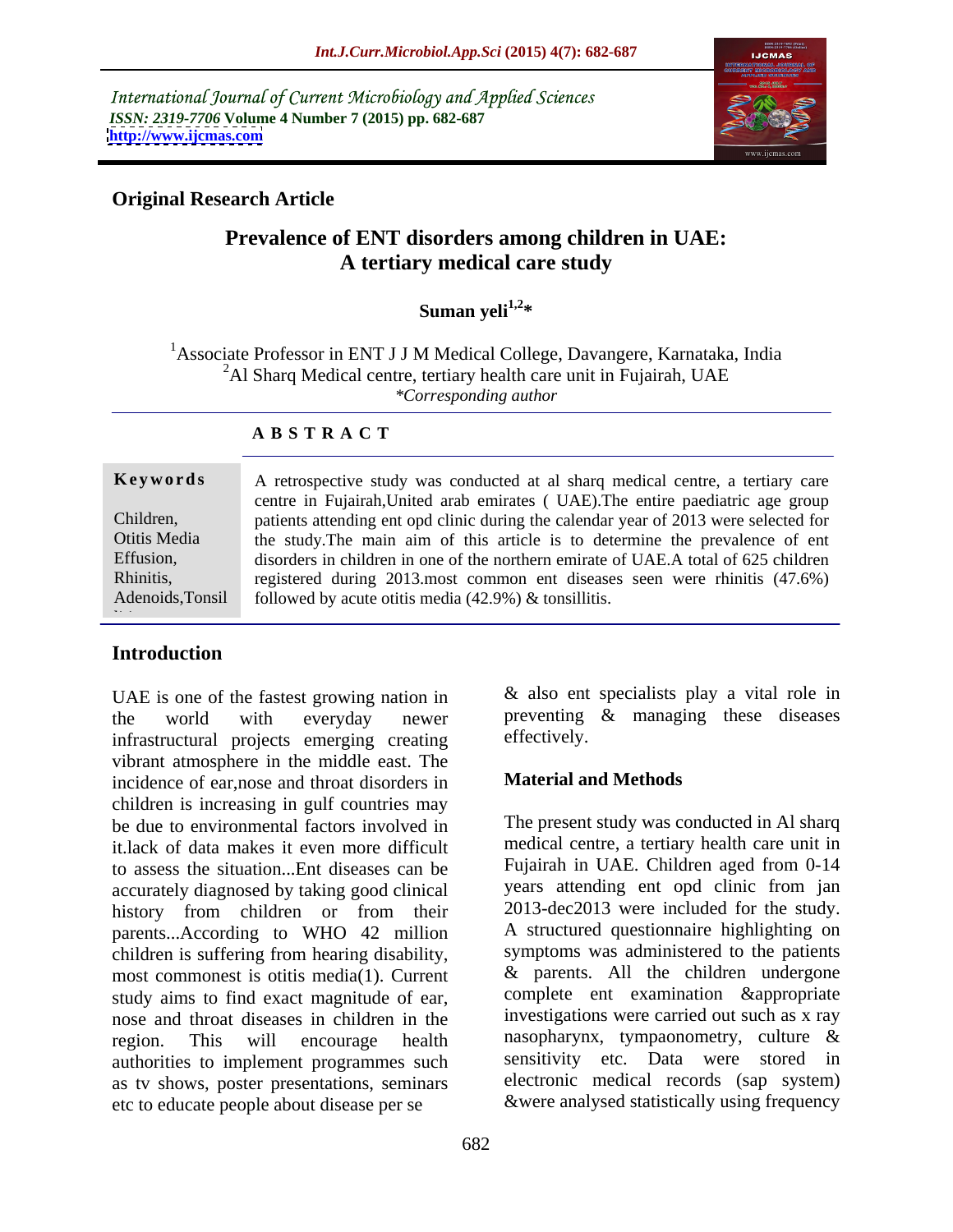International Journal of Current Microbiology and Applied Sciences
*ISSN: 2319-7706* **Volume 4 Number 7 (2015) pp. 682-687**
**http://www.ijcmas.com**

**Original Research Article**

# Prevalence of ENT disorders among children in UAE: A tertiary medical care study

**Suman yeli[1,2]***

[1]Associate Professor in ENT J J M Medical College, Davangere, Karnataka, India
[2]Al Sharq Medical centre, tertiary health care unit in Fujairah, UAE
*\*Corresponding author*

**A B S T R A C T**

**Keywords**

Children, Otitis Media Effusion, Rhinitis, Adenoids,Tonsil

A retrospective study was conducted at al sharq medical centre, a tertiary care centre in Fujairah,United arab emirates ( UAE).The entire paediatric age group patients attending ent opd clinic during the calendar year of 2013 were selected for the study.The main aim of this article is to determine the prevalence of ent disorders in children in one of the northern emirate of UAE.A total of 625 children registered during 2013.most common ent diseases seen were rhinitis (47.6%) followed by acute otitis media (42.9%) & tonsillitis.

## Introduction

UAE is one of the fastest growing nation in the world with everyday newer infrastructural projects emerging creating vibrant atmosphere in the middle east. The incidence of ear,nose and throat disorders in children is increasing in gulf countries may be due to environmental factors involved in it.lack of data makes it even more difficult to assess the situation...Ent diseases can be accurately diagnosed by taking good clinical history from children or from their parents...According to WHO 42 million children is suffering from hearing disability, most commonest is otitis media(1). Current study aims to find exact magnitude of ear, nose and throat diseases in children in the region. This will encourage health authorities to implement programmes such as tv shows, poster presentations, seminars etc to educate people about disease per se & also ent specialists play a vital role in preventing & managing these diseases effectively.

## Material and Methods

The present study was conducted in Al sharq medical centre, a tertiary health care unit in Fujairah in UAE. Children aged from 0-14 years attending ent opd clinic from jan 2013-dec2013 were included for the study. A structured questionnaire highlighting on symptoms was administered to the patients & parents. All the children undergone complete ent examination &appropriate investigations were carried out such as x ray nasopharynx, tympanometry, culture & sensitivity etc. Data were stored in electronic medical records (sap system) &were analysed statistically using frequency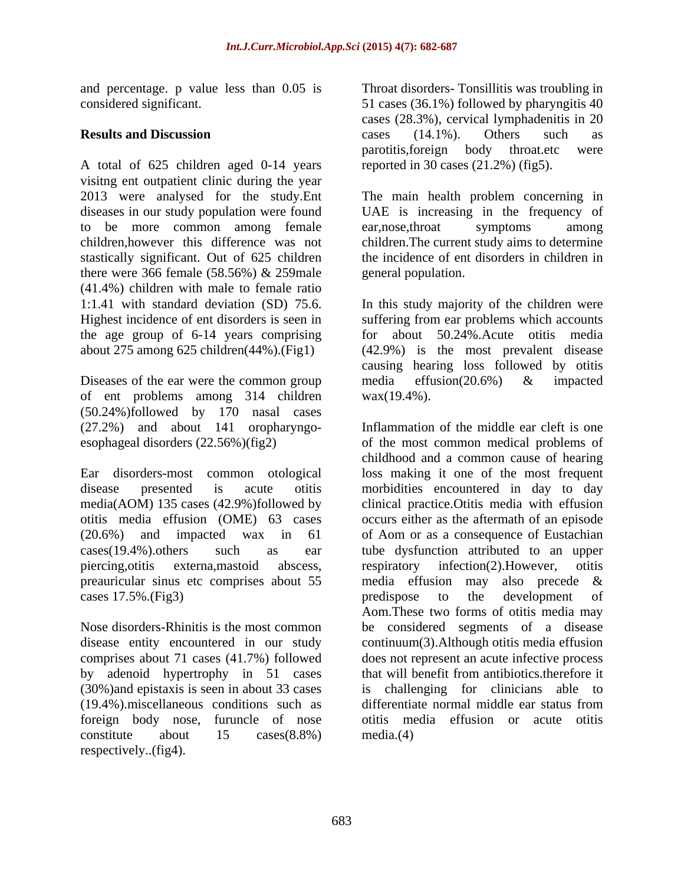and percentage. p value less than 0.05 is considered significant.

## Results and Discussion

A total of 625 children aged 0-14 years visitng ent outpatient clinic during the year 2013 were analysed for the study.Ent diseases in our study population were found to be more common among female children,however this difference was not stastically significant. Out of 625 children there were 366 female (58.56%) & 259male (41.4%) children with male to female ratio 1:1.41 with standard deviation (SD) 75.6. Highest incidence of ent disorders is seen in the age group of 6-14 years comprising about 275 among 625 children(44%).(Fig1)

Diseases of the ear were the common group of ent problems among 314 children (50.24%)followed by 170 nasal cases (27.2%) and about 141 oropharyngo-esophageal disorders (22.56%)(fig2)

Ear disorders-most common otological disease presented is acute otitis media(AOM) 135 cases (42.9%)followed by otitis media effusion (OME) 63 cases (20.6%) and impacted wax in 61 cases(19.4%).others such as ear piercing,otitis externa,mastoid abscess, preauricular sinus etc comprises about 55 cases 17.5%.(Fig3)

Nose disorders-Rhinitis is the most common disease entity encountered in our study comprises about 71 cases (41.7%) followed by adenoid hypertrophy in 51 cases (30%)and epistaxis is seen in about 33 cases (19.4%).miscellaneous conditions such as foreign body nose, furuncle of nose constitute about 15 cases(8.8%) respectively..(fig4).

Throat disorders- Tonsillitis was troubling in 51 cases (36.1%) followed by pharyngitis 40 cases (28.3%), cervical lymphadenitis in 20 cases (14.1%). Others such as parotitis,foreign body throat.etc were reported in 30 cases (21.2%) (fig5).

The main health problem concerning in UAE is increasing in the frequency of ear,nose,throat symptoms among children.The current study aims to determine the incidence of ent disorders in children in general population.

In this study majority of the children were suffering from ear problems which accounts for about 50.24%.Acute otitis media (42.9%) is the most prevalent disease causing hearing loss followed by otitis media effusion(20.6%) & impacted wax(19.4%).

Inflammation of the middle ear cleft is one of the most common medical problems of childhood and a common cause of hearing loss making it one of the most frequent morbidities encountered in day to day clinical practice.Otitis media with effusion occurs either as the aftermath of an episode of Aom or as a consequence of Eustachian tube dysfunction attributed to an upper respiratory infection(2).However, otitis media effusion may also precede & predispose to the development of Aom.These two forms of otitis media may be considered segments of a disease continuum(3).Although otitis media effusion does not represent an acute infective process that will benefit from antibiotics.therefore it is challenging for clinicians able to differentiate normal middle ear status from otitis media effusion or acute otitis media.(4)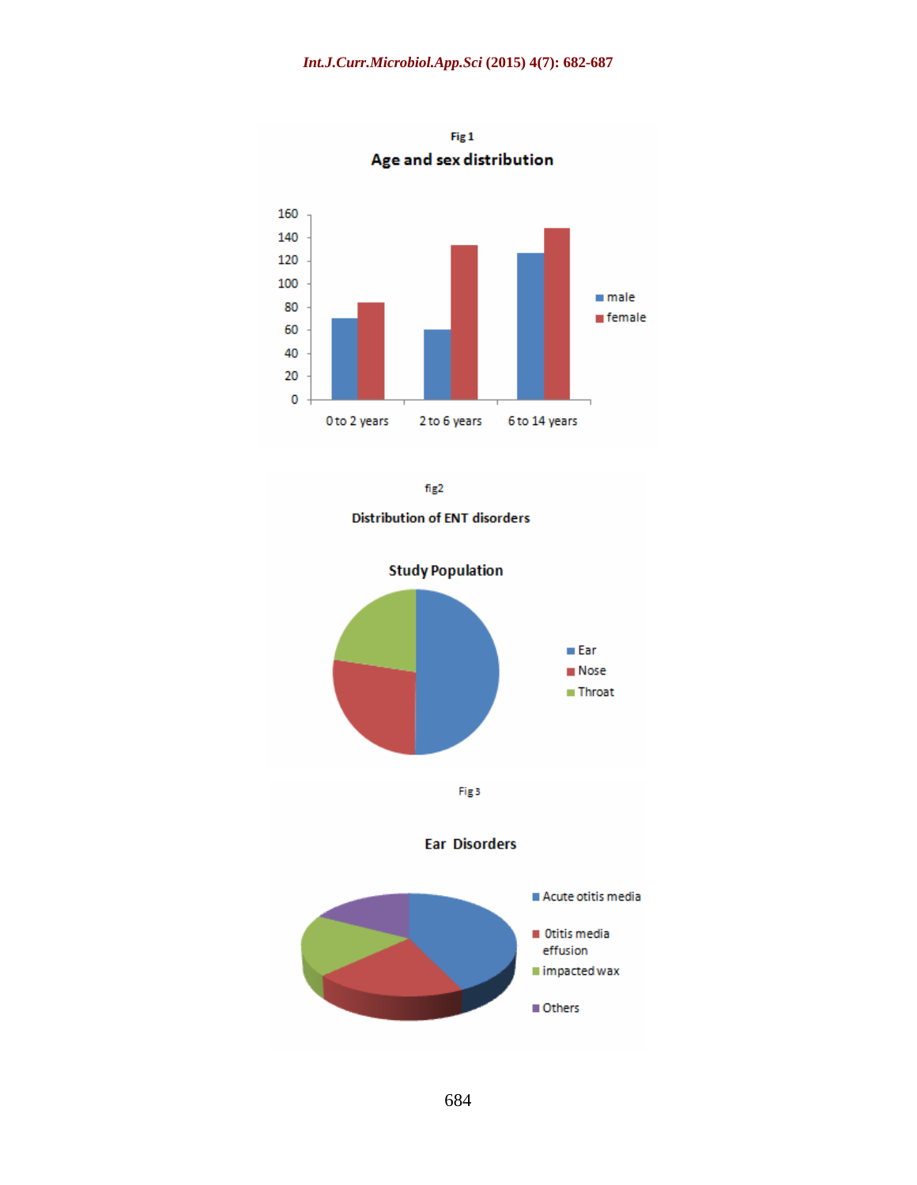Fig 1

**Age and sex distribution**

fig2

**Distribution of ENT disorders**

Fig 3

**Ear Disorders**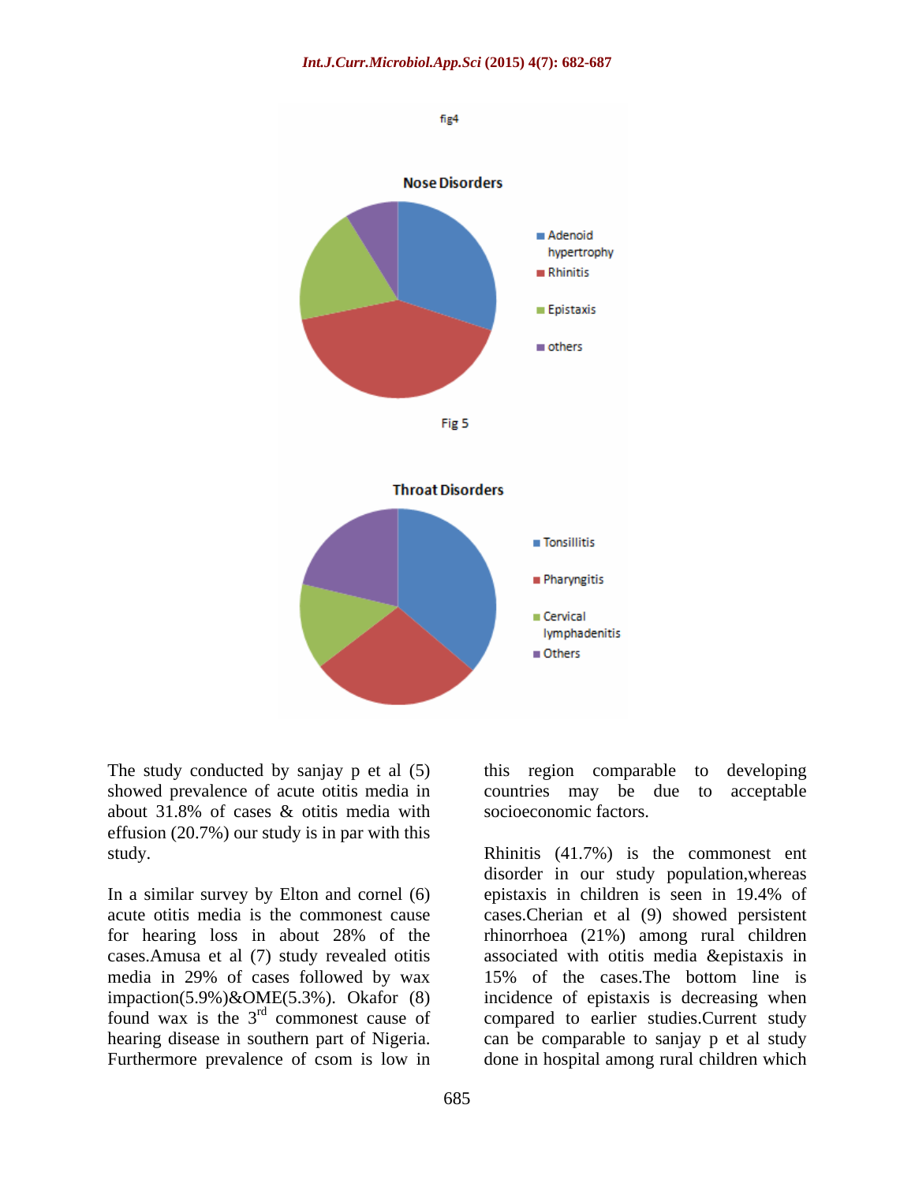fig4

**Nose Disorders**

- Adenoid hypertrophy
- Rhinitis
- Epistaxis
- others

Fig 5

**Throat Disorders**

- Tonsillitis
- Pharyngitis
- Cervical lymphadenitis
- Others

The study conducted by sanjay p et al (5) showed prevalence of acute otitis media in about 31.8% of cases & otitis media with effusion (20.7%) our study is in par with this study.

In a similar survey by Elton and cornel (6) acute otitis media is the commonest cause for hearing loss in about 28% of the cases.Amusa et al (7) study revealed otitis media in 29% of cases followed by wax impaction(5.9%)&OME(5.3%). Okafor (8) found wax is the 3rd commonest cause of hearing disease in southern part of Nigeria. Furthermore prevalence of csom is low in this region comparable to developing countries may be due to acceptable socioeconomic factors.

Rhinitis (41.7%) is the commonest ent disorder in our study population,whereas epistaxis in children is seen in 19.4% of cases.Cherian et al (9) showed persistent rhinorrhoea (21%) among rural children associated with otitis media &epistaxis in 15% of the cases.The bottom line is incidence of epistaxis is decreasing when compared to earlier studies.Current study can be comparable to sanjay p et al study done in hospital among rural children which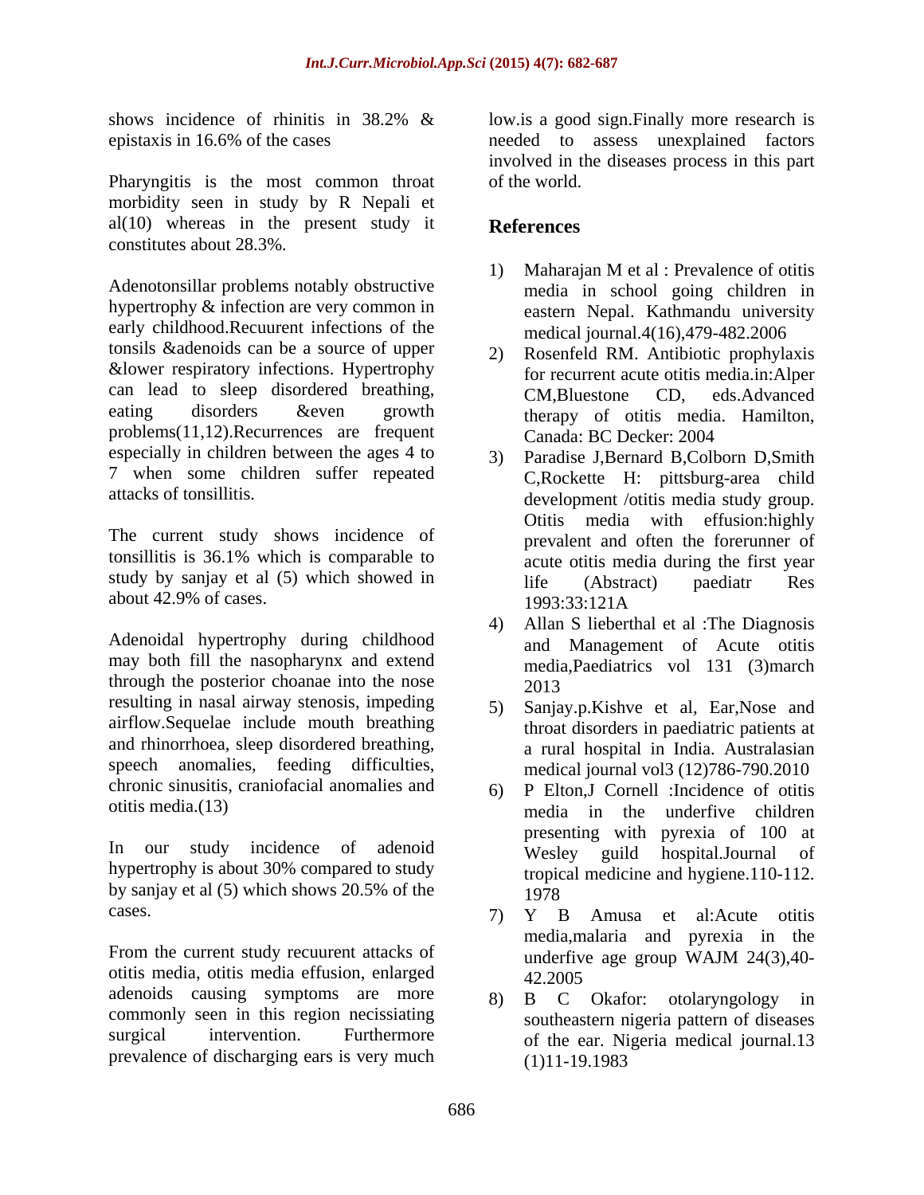shows incidence of rhinitis in 38.2% & epistaxis in 16.6% of the cases

Pharyngitis is the most common throat morbidity seen in study by R Nepali et al(10) whereas in the present study it constitutes about 28.3%.

Adenotonsillar problems notably obstructive hypertrophy & infection are very common in early childhood.Recuurent infections of the tonsils &adenoids can be a source of upper &lower respiratory infections. Hypertrophy can lead to sleep disordered breathing, eating disorders &even growth problems(11,12).Recurrences are frequent especially in children between the ages 4 to 7 when some children suffer repeated attacks of tonsillitis.

The current study shows incidence of tonsillitis is 36.1% which is comparable to study by sanjay et al (5) which showed in about 42.9% of cases.

Adenoidal hypertrophy during childhood may both fill the nasopharynx and extend through the posterior choanae into the nose resulting in nasal airway stenosis, impeding airflow.Sequelae include mouth breathing and rhinorrhoea, sleep disordered breathing, speech anomalies, feeding difficulties, chronic sinusitis, craniofacial anomalies and otitis media.(13)

In our study incidence of adenoid hypertrophy is about 30% compared to study by sanjay et al (5) which shows 20.5% of the cases.

From the current study recuurent attacks of otitis media, otitis media effusion, enlarged adenoids causing symptoms are more commonly seen in this region necissiating surgical intervention. Furthermore prevalence of discharging ears is very much low.is a good sign.Finally more research is needed to assess unexplained factors involved in the diseases process in this part of the world.

## References

1) Maharajan M et al : Prevalence of otitis media in school going children in eastern Nepal. Kathmandu university medical journal.4(16),479-482.2006
2) Rosenfeld RM. Antibiotic prophylaxis for recurrent acute otitis media.in:Alper CM,Bluestone CD, eds.Advanced therapy of otitis media. Hamilton, Canada: BC Decker: 2004
3) Paradise J,Bernard B,Colborn D,Smith C,Rockette H: pittsburg-area child development /otitis media study group. Otitis media with effusion:highly prevalent and often the forerunner of acute otitis media during the first year life (Abstract) paediatr Res 1993:33:121A
4) Allan S lieberthal et al :The Diagnosis and Management of Acute otitis media,Paediatrics vol 131 (3)march 2013
5) Sanjay.p.Kishve et al, Ear,Nose and throat disorders in paediatric patients at a rural hospital in India. Australasian medical journal vol3 (12)786-790.2010
6) P Elton,J Cornell :Incidence of otitis media in the underfive children presenting with pyrexia of 100 at Wesley guild hospital.Journal of tropical medicine and hygiene.110-112. 1978
7) Y B Amusa et al:Acute otitis media,malaria and pyrexia in the underfive age group WAJM 24(3),40-42.2005
8) B C Okafor: otolaryngology in southeastern nigeria pattern of diseases of the ear. Nigeria medical journal.13 (1)11-19.1983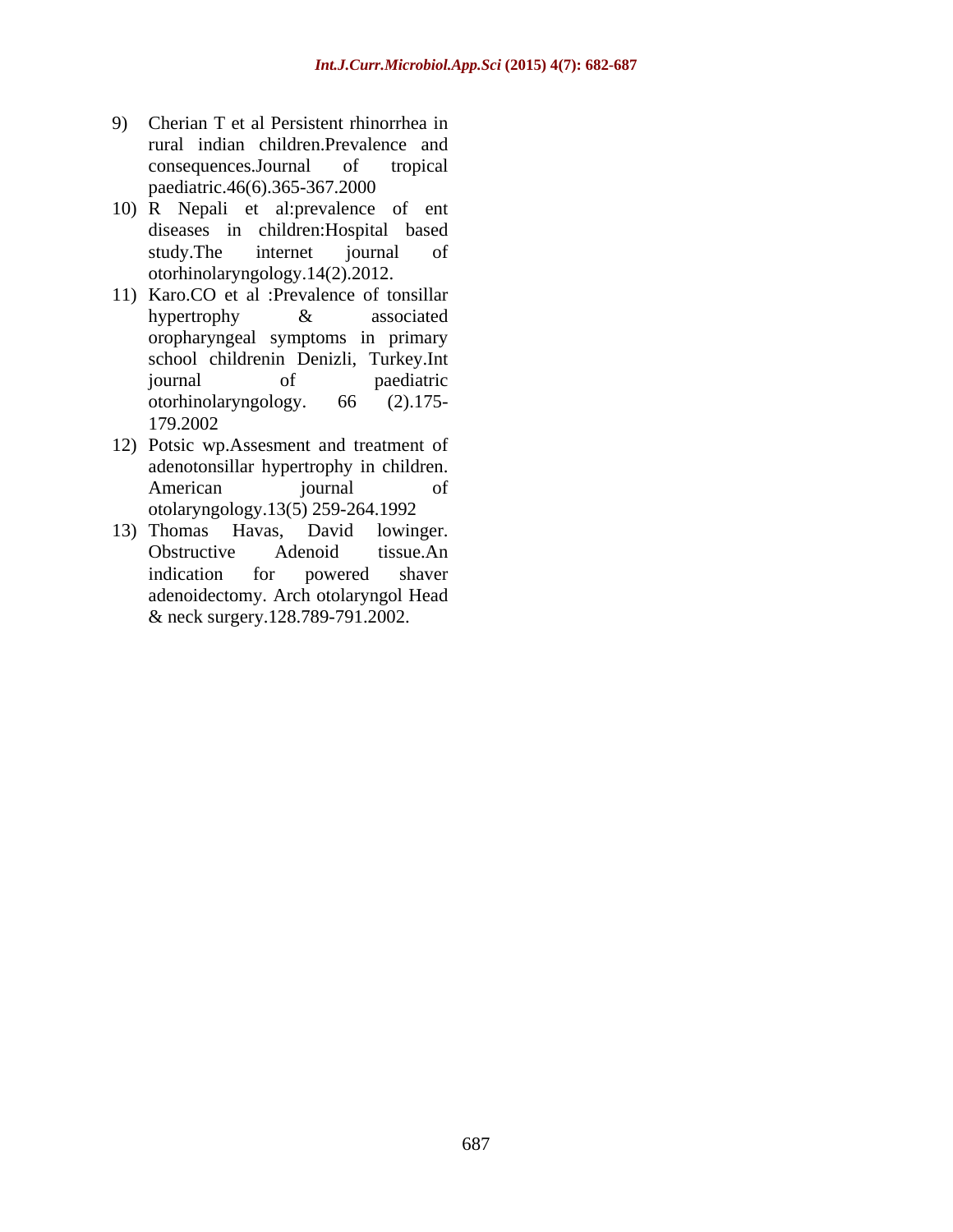9) Cherian T et al Persistent rhinorrhea in rural indian children.Prevalence and consequences.Journal of tropical paediatric.46(6).365-367.2000
10) R Nepali et al:prevalence of ent diseases in children:Hospital based study.The internet journal of otorhinolaryngology.14(2).2012.
11) Karo.CO et al :Prevalence of tonsillar hypertrophy & associated oropharyngeal symptoms in primary school childrenin Denizli, Turkey.Int journal of paediatric otorhinolaryngology. 66 (2).175-179.2002
12) Potsic wp.Assesment and treatment of adenotonsillar hypertrophy in children. American journal of otolaryngology.13(5) 259-264.1992
13) Thomas Havas, David lowinger. Obstructive Adenoid tissue.An indication for powered shaver adenoidectomy. Arch otolaryngol Head & neck surgery.128.789-791.2002.